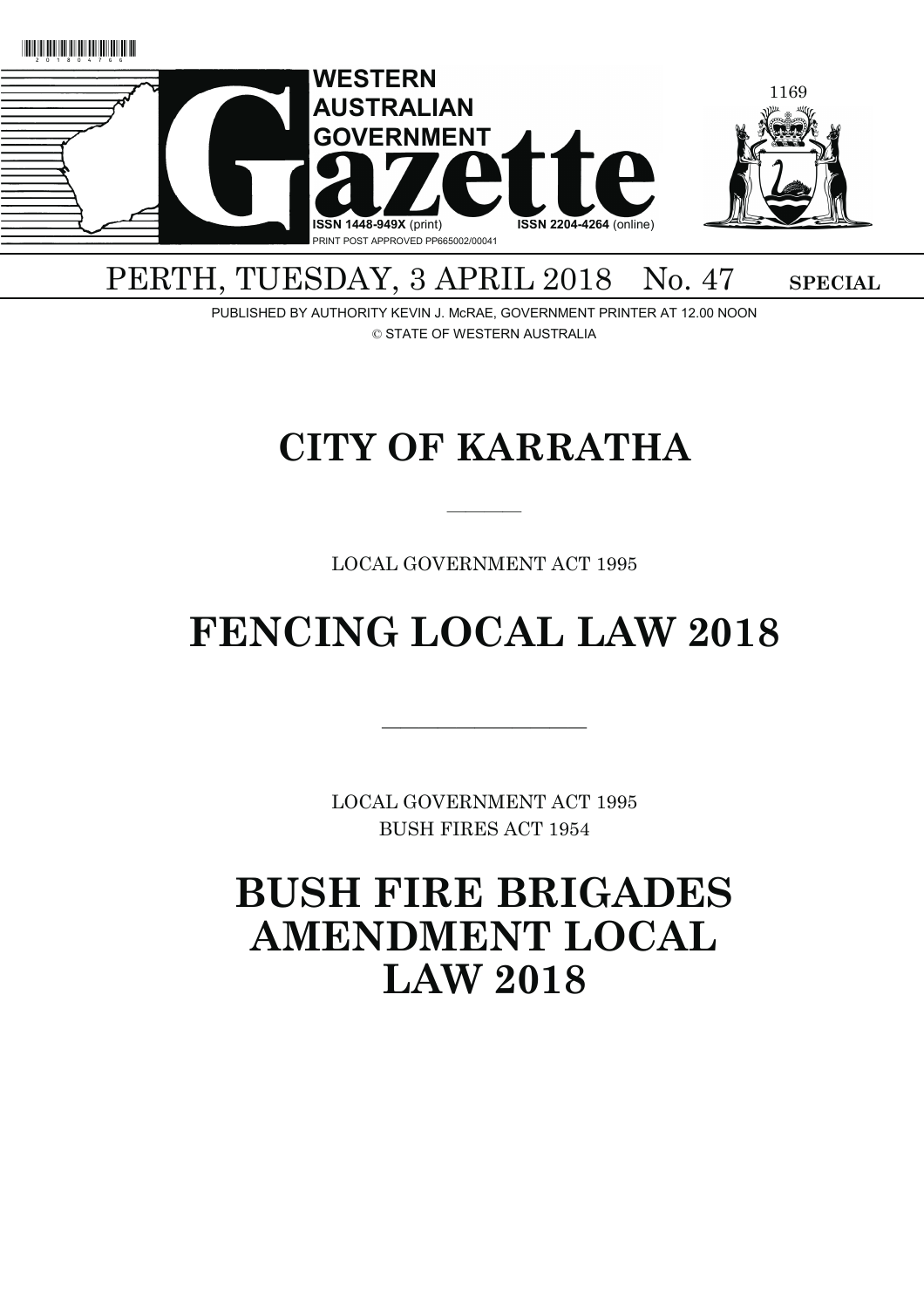# WESTERN AUSTRALIAN GOVERNMENT Gazette

ISSN 1448-949X (print) ISSN 2204-4264 (online)

PRINT POST APPROVED PP665002/00041

PERTH, TUESDAY, 3 APRIL 2018 No. 47 **SPECIAL**

PUBLISHED BY AUTHORITY KEVIN J. McRAE, GOVERNMENT PRINTER AT 12.00 NOON

© STATE OF WESTERN AUSTRALIA

# CITY OF KARRATHA

---

LOCAL GOVERNMENT ACT 1995

# FENCING LOCAL LAW 2018

---

LOCAL GOVERNMENT ACT 1995

BUSH FIRES ACT 1954

# BUSH FIRE BRIGADES AMENDMENT LOCAL LAW 2018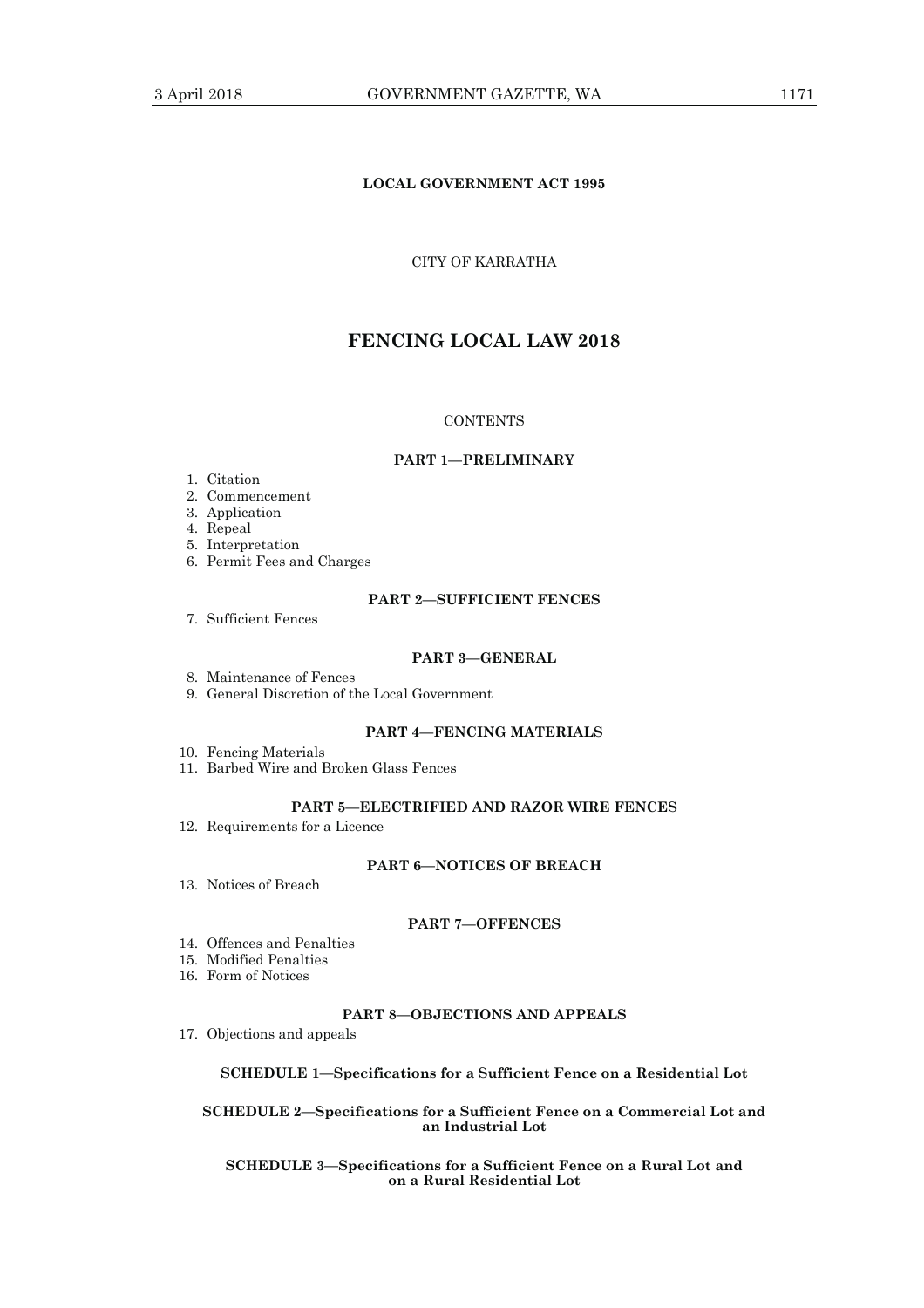**LOCAL GOVERNMENT ACT 1995**

CITY OF KARRATHA

# FENCING LOCAL LAW 2018

CONTENTS

**PART 1—PRELIMINARY**

1. Citation
2. Commencement
3. Application
4. Repeal
5. Interpretation
6. Permit Fees and Charges

**PART 2—SUFFICIENT FENCES**

7. Sufficient Fences

**PART 3—GENERAL**

8. Maintenance of Fences
9. General Discretion of the Local Government

**PART 4—FENCING MATERIALS**

10. Fencing Materials
11. Barbed Wire and Broken Glass Fences

**PART 5—ELECTRIFIED AND RAZOR WIRE FENCES**

12. Requirements for a Licence

**PART 6—NOTICES OF BREACH**

13. Notices of Breach

**PART 7—OFFENCES**

14. Offences and Penalties
15. Modified Penalties
16. Form of Notices

**PART 8—OBJECTIONS AND APPEALS**

17. Objections and appeals

**SCHEDULE 1—Specifications for a Sufficient Fence on a Residential Lot**

**SCHEDULE 2—Specifications for a Sufficient Fence on a Commercial Lot and an Industrial Lot**

**SCHEDULE 3—Specifications for a Sufficient Fence on a Rural Lot and on a Rural Residential Lot**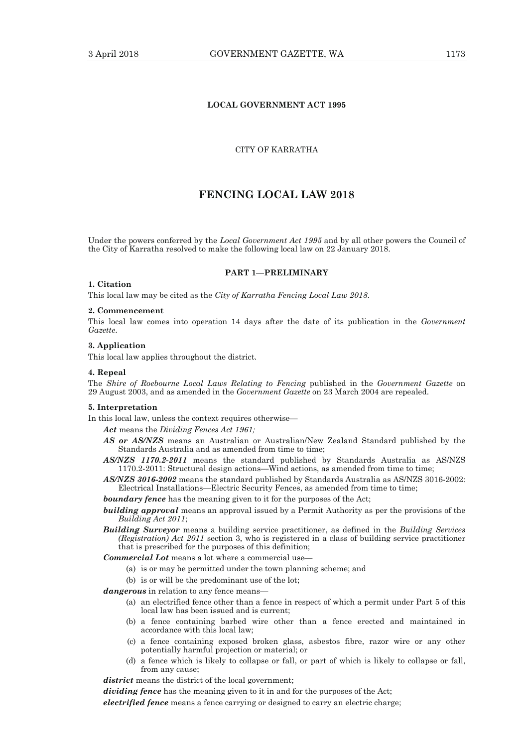**LOCAL GOVERNMENT ACT 1995**

CITY OF KARRATHA

# FENCING LOCAL LAW 2018

Under the powers conferred by the *Local Government Act 1995* and by all other powers the Council of the City of Karratha resolved to make the following local law on 22 January 2018.

## PART 1—PRELIMINARY

**1. Citation**

This local law may be cited as the *City of Karratha Fencing Local Law 2018*.

**2. Commencement**

This local law comes into operation 14 days after the date of its publication in the *Government Gazette*.

**3. Application**

This local law applies throughout the district.

**4. Repeal**

The *Shire of Roebourne Local Laws Relating to Fencing* published in the *Government Gazette* on 29 August 2003, and as amended in the *Government Gazette* on 23 March 2004 are repealed.

**5. Interpretation**

In this local law, unless the context requires otherwise—

***Act*** means the *Dividing Fences Act 1961;*

***AS or AS/NZS*** means an Australian or Australian/New Zealand Standard published by the Standards Australia and as amended from time to time;

***AS/NZS 1170.2-2011*** means the standard published by Standards Australia as AS/NZS 1170.2-2011: Structural design actions—Wind actions, as amended from time to time;

***AS/NZS 3016-2002*** means the standard published by Standards Australia as AS/NZS 3016-2002: Electrical Installations—Electric Security Fences, as amended from time to time;

***boundary fence*** has the meaning given to it for the purposes of the Act;

***building approval*** means an approval issued by a Permit Authority as per the provisions of the *Building Act 2011*;

***Building Surveyor*** means a building service practitioner, as defined in the *Building Services (Registration) Act 2011* section 3, who is registered in a class of building service practitioner that is prescribed for the purposes of this definition;

***Commercial Lot*** means a lot where a commercial use—

(a) is or may be permitted under the town planning scheme; and

(b) is or will be the predominant use of the lot;

***dangerous*** in relation to any fence means—

(a) an electrified fence other than a fence in respect of which a permit under Part 5 of this local law has been issued and is current;

(b) a fence containing barbed wire other than a fence erected and maintained in accordance with this local law;

(c) a fence containing exposed broken glass, asbestos fibre, razor wire or any other potentially harmful projection or material; or

(d) a fence which is likely to collapse or fall, or part of which is likely to collapse or fall, from any cause;

***district*** means the district of the local government;

***dividing fence*** has the meaning given to it in and for the purposes of the Act;

***electrified fence*** means a fence carrying or designed to carry an electric charge;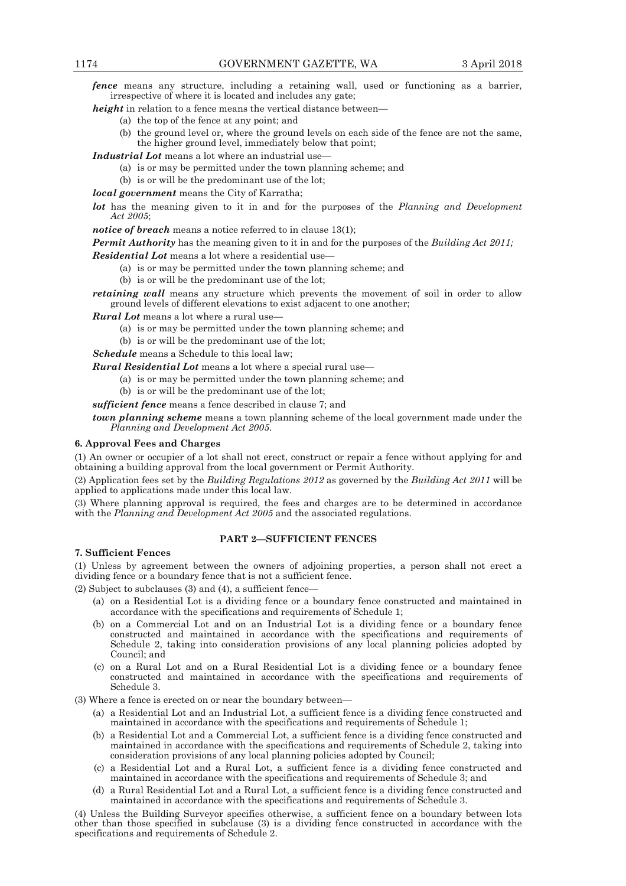***fence*** means any structure, including a retaining wall, used or functioning as a barrier, irrespective of where it is located and includes any gate;

***height*** in relation to a fence means the vertical distance between—

(a) the top of the fence at any point; and

(b) the ground level or, where the ground levels on each side of the fence are not the same, the higher ground level, immediately below that point;

***Industrial Lot*** means a lot where an industrial use—

(a) is or may be permitted under the town planning scheme; and

(b) is or will be the predominant use of the lot;

***local government*** means the City of Karratha;

***lot*** has the meaning given to it in and for the purposes of the *Planning and Development Act 2005*;

***notice of breach*** means a notice referred to in clause 13(1);

***Permit Authority*** has the meaning given to it in and for the purposes of the *Building Act 2011;*

***Residential Lot*** means a lot where a residential use—

(a) is or may be permitted under the town planning scheme; and

(b) is or will be the predominant use of the lot;

***retaining wall*** means any structure which prevents the movement of soil in order to allow ground levels of different elevations to exist adjacent to one another;

***Rural Lot*** means a lot where a rural use—

(a) is or may be permitted under the town planning scheme; and

(b) is or will be the predominant use of the lot;

***Schedule*** means a Schedule to this local law;

***Rural Residential Lot*** means a lot where a special rural use—

(a) is or may be permitted under the town planning scheme; and

(b) is or will be the predominant use of the lot;

***sufficient fence*** means a fence described in clause 7; and

***town planning scheme*** means a town planning scheme of the local government made under the *Planning and Development Act 2005*.

**6. Approval Fees and Charges**

(1) An owner or occupier of a lot shall not erect, construct or repair a fence without applying for and obtaining a building approval from the local government or Permit Authority.

(2) Application fees set by the *Building Regulations 2012* as governed by the *Building Act 2011* will be applied to applications made under this local law.

(3) Where planning approval is required, the fees and charges are to be determined in accordance with the *Planning and Development Act 2005* and the associated regulations.

## PART 2—SUFFICIENT FENCES

**7. Sufficient Fences**

(1) Unless by agreement between the owners of adjoining properties, a person shall not erect a dividing fence or a boundary fence that is not a sufficient fence.

(2) Subject to subclauses (3) and (4), a sufficient fence—

(a) on a Residential Lot is a dividing fence or a boundary fence constructed and maintained in accordance with the specifications and requirements of Schedule 1;

(b) on a Commercial Lot and on an Industrial Lot is a dividing fence or a boundary fence constructed and maintained in accordance with the specifications and requirements of Schedule 2, taking into consideration provisions of any local planning policies adopted by Council; and

(c) on a Rural Lot and on a Rural Residential Lot is a dividing fence or a boundary fence constructed and maintained in accordance with the specifications and requirements of Schedule 3.

(3) Where a fence is erected on or near the boundary between—

(a) a Residential Lot and an Industrial Lot, a sufficient fence is a dividing fence constructed and maintained in accordance with the specifications and requirements of Schedule 1;

(b) a Residential Lot and a Commercial Lot, a sufficient fence is a dividing fence constructed and maintained in accordance with the specifications and requirements of Schedule 2, taking into consideration provisions of any local planning policies adopted by Council;

(c) a Residential Lot and a Rural Lot, a sufficient fence is a dividing fence constructed and maintained in accordance with the specifications and requirements of Schedule 3; and

(d) a Rural Residential Lot and a Rural Lot, a sufficient fence is a dividing fence constructed and maintained in accordance with the specifications and requirements of Schedule 3.

(4) Unless the Building Surveyor specifies otherwise, a sufficient fence on a boundary between lots other than those specified in subclause (3) is a dividing fence constructed in accordance with the specifications and requirements of Schedule 2.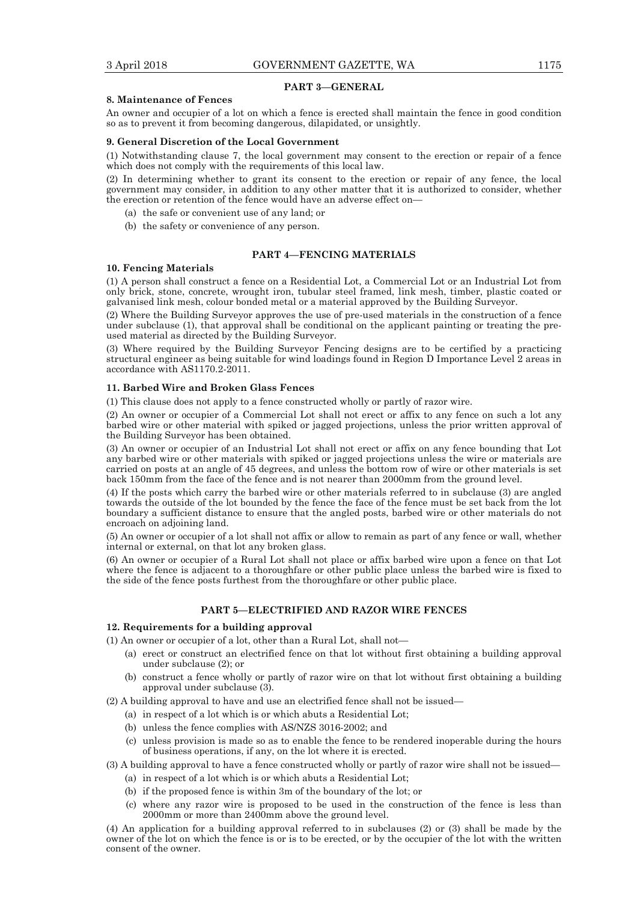## PART 3—GENERAL

### 8. Maintenance of Fences

An owner and occupier of a lot on which a fence is erected shall maintain the fence in good condition so as to prevent it from becoming dangerous, dilapidated, or unsightly.

### 9. General Discretion of the Local Government

(1) Notwithstanding clause 7, the local government may consent to the erection or repair of a fence which does not comply with the requirements of this local law.

(2) In determining whether to grant its consent to the erection or repair of any fence, the local government may consider, in addition to any other matter that it is authorized to consider, whether the erection or retention of the fence would have an adverse effect on—

- (a) the safe or convenient use of any land; or
- (b) the safety or convenience of any person.

## PART 4—FENCING MATERIALS

### 10. Fencing Materials

(1) A person shall construct a fence on a Residential Lot, a Commercial Lot or an Industrial Lot from only brick, stone, concrete, wrought iron, tubular steel framed, link mesh, timber, plastic coated or galvanised link mesh, colour bonded metal or a material approved by the Building Surveyor.

(2) Where the Building Surveyor approves the use of pre-used materials in the construction of a fence under subclause (1), that approval shall be conditional on the applicant painting or treating the pre-used material as directed by the Building Surveyor.

(3) Where required by the Building Surveyor Fencing designs are to be certified by a practicing structural engineer as being suitable for wind loadings found in Region D Importance Level 2 areas in accordance with AS1170.2-2011.

### 11. Barbed Wire and Broken Glass Fences

(1) This clause does not apply to a fence constructed wholly or partly of razor wire.

(2) An owner or occupier of a Commercial Lot shall not erect or affix to any fence on such a lot any barbed wire or other material with spiked or jagged projections, unless the prior written approval of the Building Surveyor has been obtained.

(3) An owner or occupier of an Industrial Lot shall not erect or affix on any fence bounding that Lot any barbed wire or other materials with spiked or jagged projections unless the wire or materials are carried on posts at an angle of 45 degrees, and unless the bottom row of wire or other materials is set back 150mm from the face of the fence and is not nearer than 2000mm from the ground level.

(4) If the posts which carry the barbed wire or other materials referred to in subclause (3) are angled towards the outside of the lot bounded by the fence the face of the fence must be set back from the lot boundary a sufficient distance to ensure that the angled posts, barbed wire or other materials do not encroach on adjoining land.

(5) An owner or occupier of a lot shall not affix or allow to remain as part of any fence or wall, whether internal or external, on that lot any broken glass.

(6) An owner or occupier of a Rural Lot shall not place or affix barbed wire upon a fence on that Lot where the fence is adjacent to a thoroughfare or other public place unless the barbed wire is fixed to the side of the fence posts furthest from the thoroughfare or other public place.

## PART 5—ELECTRIFIED AND RAZOR WIRE FENCES

### 12. Requirements for a building approval

(1) An owner or occupier of a lot, other than a Rural Lot, shall not—

- (a) erect or construct an electrified fence on that lot without first obtaining a building approval under subclause (2); or
- (b) construct a fence wholly or partly of razor wire on that lot without first obtaining a building approval under subclause (3).

(2) A building approval to have and use an electrified fence shall not be issued—

- (a) in respect of a lot which is or which abuts a Residential Lot;
- (b) unless the fence complies with AS/NZS 3016-2002; and
- (c) unless provision is made so as to enable the fence to be rendered inoperable during the hours of business operations, if any, on the lot where it is erected.

(3) A building approval to have a fence constructed wholly or partly of razor wire shall not be issued—

- (a) in respect of a lot which is or which abuts a Residential Lot;
- (b) if the proposed fence is within 3m of the boundary of the lot; or
- (c) where any razor wire is proposed to be used in the construction of the fence is less than 2000mm or more than 2400mm above the ground level.

(4) An application for a building approval referred to in subclauses (2) or (3) shall be made by the owner of the lot on which the fence is or is to be erected, or by the occupier of the lot with the written consent of the owner.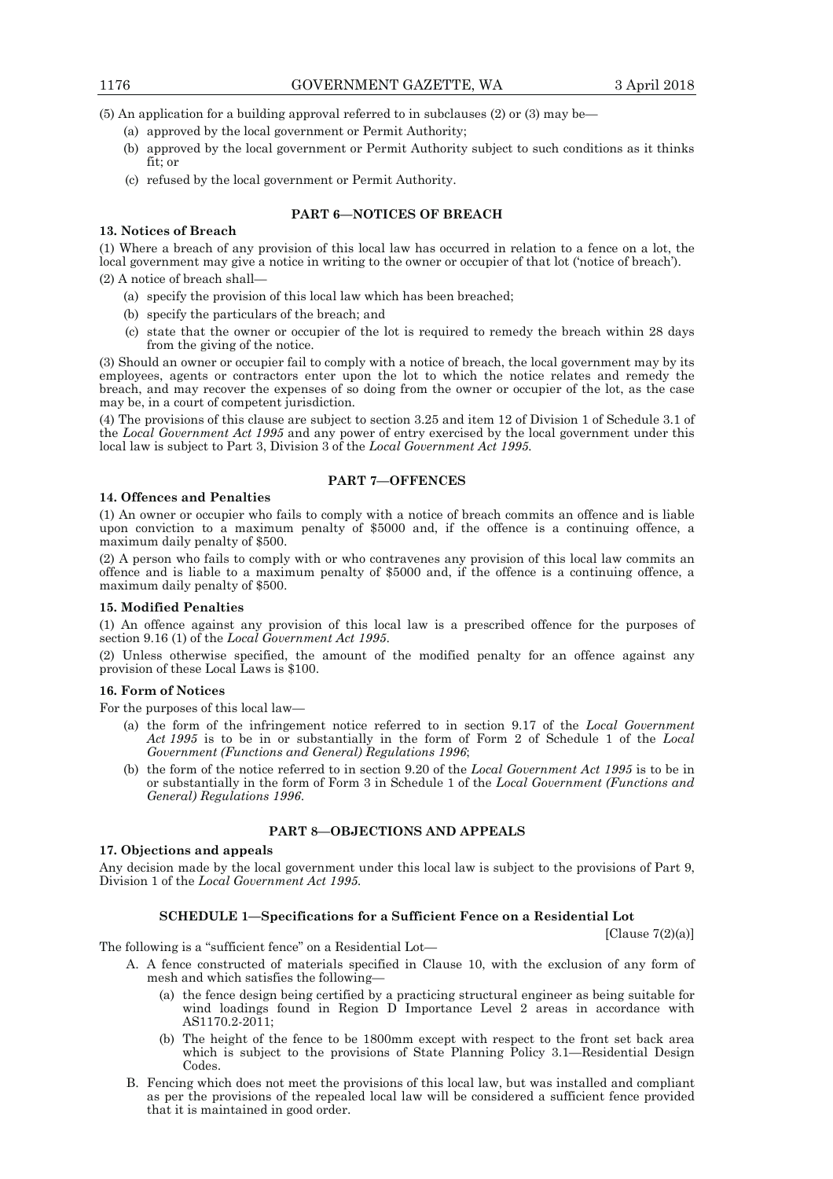(5) An application for a building approval referred to in subclauses (2) or (3) may be—

(a) approved by the local government or Permit Authority;

(b) approved by the local government or Permit Authority subject to such conditions as it thinks fit; or

(c) refused by the local government or Permit Authority.

## PART 6—NOTICES OF BREACH

### 13. Notices of Breach

(1) Where a breach of any provision of this local law has occurred in relation to a fence on a lot, the local government may give a notice in writing to the owner or occupier of that lot ('notice of breach').

(2) A notice of breach shall—

(a) specify the provision of this local law which has been breached;

(b) specify the particulars of the breach; and

(c) state that the owner or occupier of the lot is required to remedy the breach within 28 days from the giving of the notice.

(3) Should an owner or occupier fail to comply with a notice of breach, the local government may by its employees, agents or contractors enter upon the lot to which the notice relates and remedy the breach, and may recover the expenses of so doing from the owner or occupier of the lot, as the case may be, in a court of competent jurisdiction.

(4) The provisions of this clause are subject to section 3.25 and item 12 of Division 1 of Schedule 3.1 of the *Local Government Act 1995* and any power of entry exercised by the local government under this local law is subject to Part 3, Division 3 of the *Local Government Act 1995*.

## PART 7—OFFENCES

### 14. Offences and Penalties

(1) An owner or occupier who fails to comply with a notice of breach commits an offence and is liable upon conviction to a maximum penalty of $5000 and, if the offence is a continuing offence, a maximum daily penalty of $500.

(2) A person who fails to comply with or who contravenes any provision of this local law commits an offence and is liable to a maximum penalty of $5000 and, if the offence is a continuing offence, a maximum daily penalty of $500.

### 15. Modified Penalties

(1) An offence against any provision of this local law is a prescribed offence for the purposes of section 9.16 (1) of the *Local Government Act 1995*.

(2) Unless otherwise specified, the amount of the modified penalty for an offence against any provision of these Local Laws is $100.

### 16. Form of Notices

For the purposes of this local law—

(a) the form of the infringement notice referred to in section 9.17 of the *Local Government Act 1995* is to be in or substantially in the form of Form 2 of Schedule 1 of the *Local Government (Functions and General) Regulations 1996*;

(b) the form of the notice referred to in section 9.20 of the *Local Government Act 1995* is to be in or substantially in the form of Form 3 in Schedule 1 of the *Local Government (Functions and General) Regulations 1996*.

## PART 8—OBJECTIONS AND APPEALS

### 17. Objections and appeals

Any decision made by the local government under this local law is subject to the provisions of Part 9, Division 1 of the *Local Government Act 1995*.

## SCHEDULE 1—Specifications for a Sufficient Fence on a Residential Lot

[Clause 7(2)(a)]

The following is a "sufficient fence" on a Residential Lot—

A. A fence constructed of materials specified in Clause 10, with the exclusion of any form of mesh and which satisfies the following—

(a) the fence design being certified by a practicing structural engineer as being suitable for wind loadings found in Region D Importance Level 2 areas in accordance with AS1170.2-2011;

(b) The height of the fence to be 1800mm except with respect to the front set back area which is subject to the provisions of State Planning Policy 3.1—Residential Design Codes.

B. Fencing which does not meet the provisions of this local law, but was installed and compliant as per the provisions of the repealed local law will be considered a sufficient fence provided that it is maintained in good order.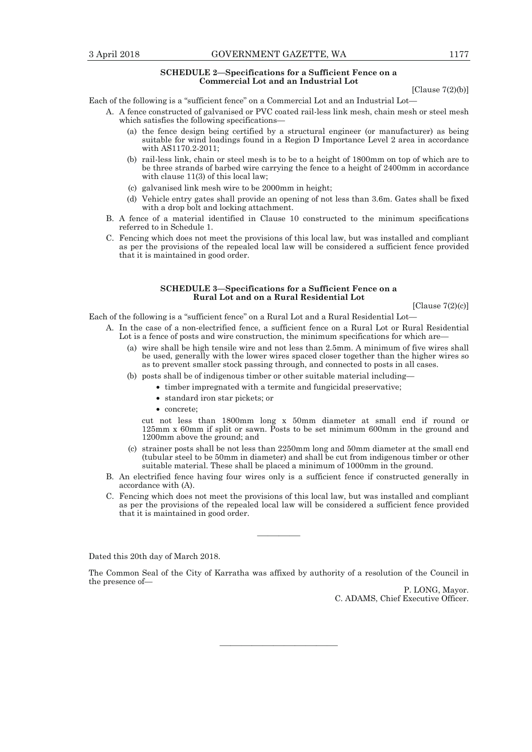**SCHEDULE 2—Specifications for a Sufficient Fence on a Commercial Lot and an Industrial Lot**

[Clause 7(2)(b)]

Each of the following is a "sufficient fence" on a Commercial Lot and an Industrial Lot—

A. A fence constructed of galvanised or PVC coated rail-less link mesh, chain mesh or steel mesh which satisfies the following specifications—

  (a) the fence design being certified by a structural engineer (or manufacturer) as being suitable for wind loadings found in a Region D Importance Level 2 area in accordance with AS1170.2-2011;

  (b) rail-less link, chain or steel mesh is to be to a height of 1800mm on top of which are to be three strands of barbed wire carrying the fence to a height of 2400mm in accordance with clause 11(3) of this local law;

  (c) galvanised link mesh wire to be 2000mm in height;

  (d) Vehicle entry gates shall provide an opening of not less than 3.6m. Gates shall be fixed with a drop bolt and locking attachment.

B. A fence of a material identified in Clause 10 constructed to the minimum specifications referred to in Schedule 1.

C. Fencing which does not meet the provisions of this local law, but was installed and compliant as per the provisions of the repealed local law will be considered a sufficient fence provided that it is maintained in good order.

**SCHEDULE 3—Specifications for a Sufficient Fence on a Rural Lot and on a Rural Residential Lot**

[Clause 7(2)(c)]

Each of the following is a "sufficient fence" on a Rural Lot and a Rural Residential Lot—

A. In the case of a non-electrified fence, a sufficient fence on a Rural Lot or Rural Residential Lot is a fence of posts and wire construction, the minimum specifications for which are—

  (a) wire shall be high tensile wire and not less than 2.5mm. A minimum of five wires shall be used, generally with the lower wires spaced closer together than the higher wires so as to prevent smaller stock passing through, and connected to posts in all cases.

  (b) posts shall be of indigenous timber or other suitable material including—

  - timber impregnated with a termite and fungicidal preservative;
  - standard iron star pickets; or
  - concrete;

  cut not less than 1800mm long x 50mm diameter at small end if round or 125mm x 60mm if split or sawn. Posts to be set minimum 600mm in the ground and 1200mm above the ground; and

  (c) strainer posts shall be not less than 2250mm long and 50mm diameter at the small end (tubular steel to be 50mm in diameter) and shall be cut from indigenous timber or other suitable material. These shall be placed a minimum of 1000mm in the ground.

B. An electrified fence having four wires only is a sufficient fence if constructed generally in accordance with (A).

C. Fencing which does not meet the provisions of this local law, but was installed and compliant as per the provisions of the repealed local law will be considered a sufficient fence provided that it is maintained in good order.

---

Dated this 20th day of March 2018.

The Common Seal of the City of Karratha was affixed by authority of a resolution of the Council in the presence of—

P. LONG, Mayor.
C. ADAMS, Chief Executive Officer.

---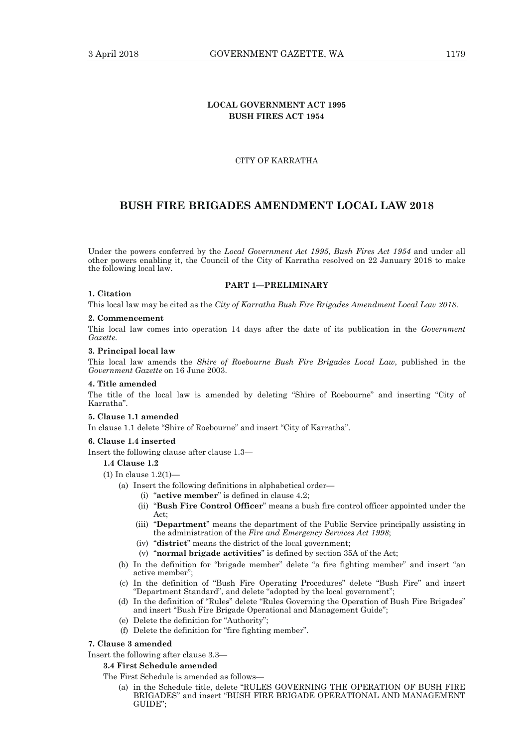**LOCAL GOVERNMENT ACT 1995**
**BUSH FIRES ACT 1954**

CITY OF KARRATHA

# BUSH FIRE BRIGADES AMENDMENT LOCAL LAW 2018

Under the powers conferred by the *Local Government Act 1995*, *Bush Fires Act 1954* and under all other powers enabling it, the Council of the City of Karratha resolved on 22 January 2018 to make the following local law.

## PART 1—PRELIMINARY

**1. Citation**

This local law may be cited as the *City of Karratha Bush Fire Brigades Amendment Local Law 2018*.

**2. Commencement**

This local law comes into operation 14 days after the date of its publication in the *Government Gazette*.

**3. Principal local law**

This local law amends the *Shire of Roebourne Bush Fire Brigades Local Law*, published in the *Government Gazette* on 16 June 2003.

**4. Title amended**

The title of the local law is amended by deleting "Shire of Roebourne" and inserting "City of Karratha".

**5. Clause 1.1 amended**

In clause 1.1 delete "Shire of Roebourne" and insert "City of Karratha".

**6. Clause 1.4 inserted**

Insert the following clause after clause 1.3—

**1.4 Clause 1.2**

(1) In clause 1.2(1)—

- (a) Insert the following definitions in alphabetical order—
  - (i) "**active member**" is defined in clause 4.2;
  - (ii) "**Bush Fire Control Officer**" means a bush fire control officer appointed under the Act;
  - (iii) "**Department**" means the department of the Public Service principally assisting in the administration of the *Fire and Emergency Services Act 1998*;
  - (iv) "**district**" means the district of the local government;
  - (v) "**normal brigade activities**" is defined by section 35A of the Act;
- (b) In the definition for "brigade member" delete "a fire fighting member" and insert "an active member";
- (c) In the definition of "Bush Fire Operating Procedures" delete "Bush Fire" and insert "Department Standard", and delete "adopted by the local government";
- (d) In the definition of "Rules" delete "Rules Governing the Operation of Bush Fire Brigades" and insert "Bush Fire Brigade Operational and Management Guide";
- (e) Delete the definition for "Authority";
- (f) Delete the definition for "fire fighting member".

**7. Clause 3 amended**

Insert the following after clause 3.3—

**3.4 First Schedule amended**

The First Schedule is amended as follows—

- (a) in the Schedule title, delete "RULES GOVERNING THE OPERATION OF BUSH FIRE BRIGADES" and insert "BUSH FIRE BRIGADE OPERATIONAL AND MANAGEMENT GUIDE";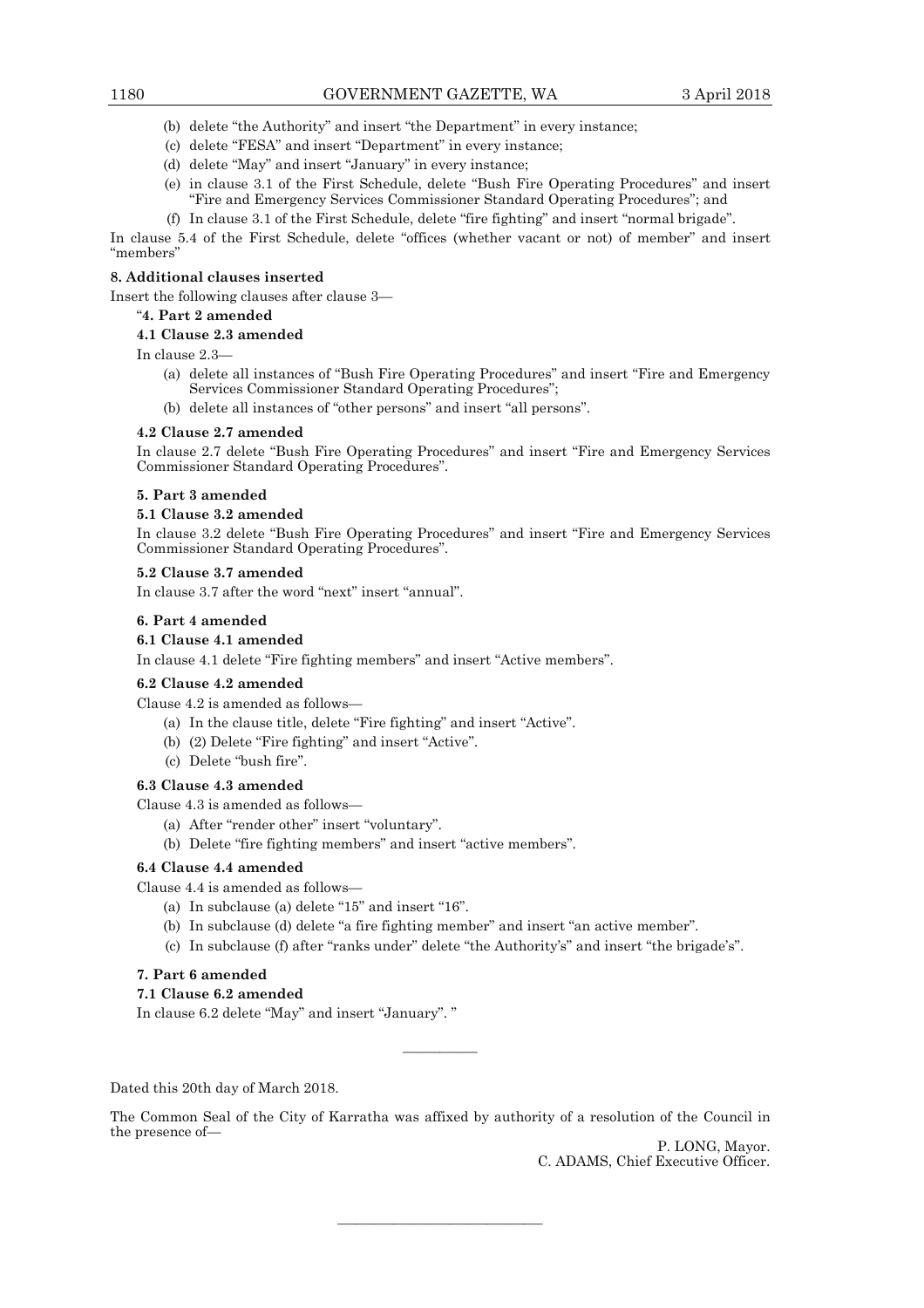(b) delete "the Authority" and insert "the Department" in every instance;
(c) delete "FESA" and insert "Department" in every instance;
(d) delete "May" and insert "January" in every instance;
(e) in clause 3.1 of the First Schedule, delete "Bush Fire Operating Procedures" and insert "Fire and Emergency Services Commissioner Standard Operating Procedures"; and
(f) In clause 3.1 of the First Schedule, delete "fire fighting" and insert "normal brigade".

In clause 5.4 of the First Schedule, delete "offices (whether vacant or not) of member" and insert "members"

**8. Additional clauses inserted**

Insert the following clauses after clause 3—

"**4. Part 2 amended**

**4.1 Clause 2.3 amended**

In clause 2.3—

(a) delete all instances of "Bush Fire Operating Procedures" and insert "Fire and Emergency Services Commissioner Standard Operating Procedures";
(b) delete all instances of "other persons" and insert "all persons".

**4.2 Clause 2.7 amended**

In clause 2.7 delete "Bush Fire Operating Procedures" and insert "Fire and Emergency Services Commissioner Standard Operating Procedures".

**5. Part 3 amended**

**5.1 Clause 3.2 amended**

In clause 3.2 delete "Bush Fire Operating Procedures" and insert "Fire and Emergency Services Commissioner Standard Operating Procedures".

**5.2 Clause 3.7 amended**

In clause 3.7 after the word "next" insert "annual".

**6. Part 4 amended**

**6.1 Clause 4.1 amended**

In clause 4.1 delete "Fire fighting members" and insert "Active members".

**6.2 Clause 4.2 amended**

Clause 4.2 is amended as follows—

(a) In the clause title, delete "Fire fighting" and insert "Active".
(b) (2) Delete "Fire fighting" and insert "Active".
(c) Delete "bush fire".

**6.3 Clause 4.3 amended**

Clause 4.3 is amended as follows—

(a) After "render other" insert "voluntary".
(b) Delete "fire fighting members" and insert "active members".

**6.4 Clause 4.4 amended**

Clause 4.4 is amended as follows—

(a) In subclause (a) delete "15" and insert "16".
(b) In subclause (d) delete "a fire fighting member" and insert "an active member".
(c) In subclause (f) after "ranks under" delete "the Authority's" and insert "the brigade's".

**7. Part 6 amended**

**7.1 Clause 6.2 amended**

In clause 6.2 delete "May" and insert "January". "

---

Dated this 20th day of March 2018.

The Common Seal of the City of Karratha was affixed by authority of a resolution of the Council in the presence of—

P. LONG, Mayor.
C. ADAMS, Chief Executive Officer.

---